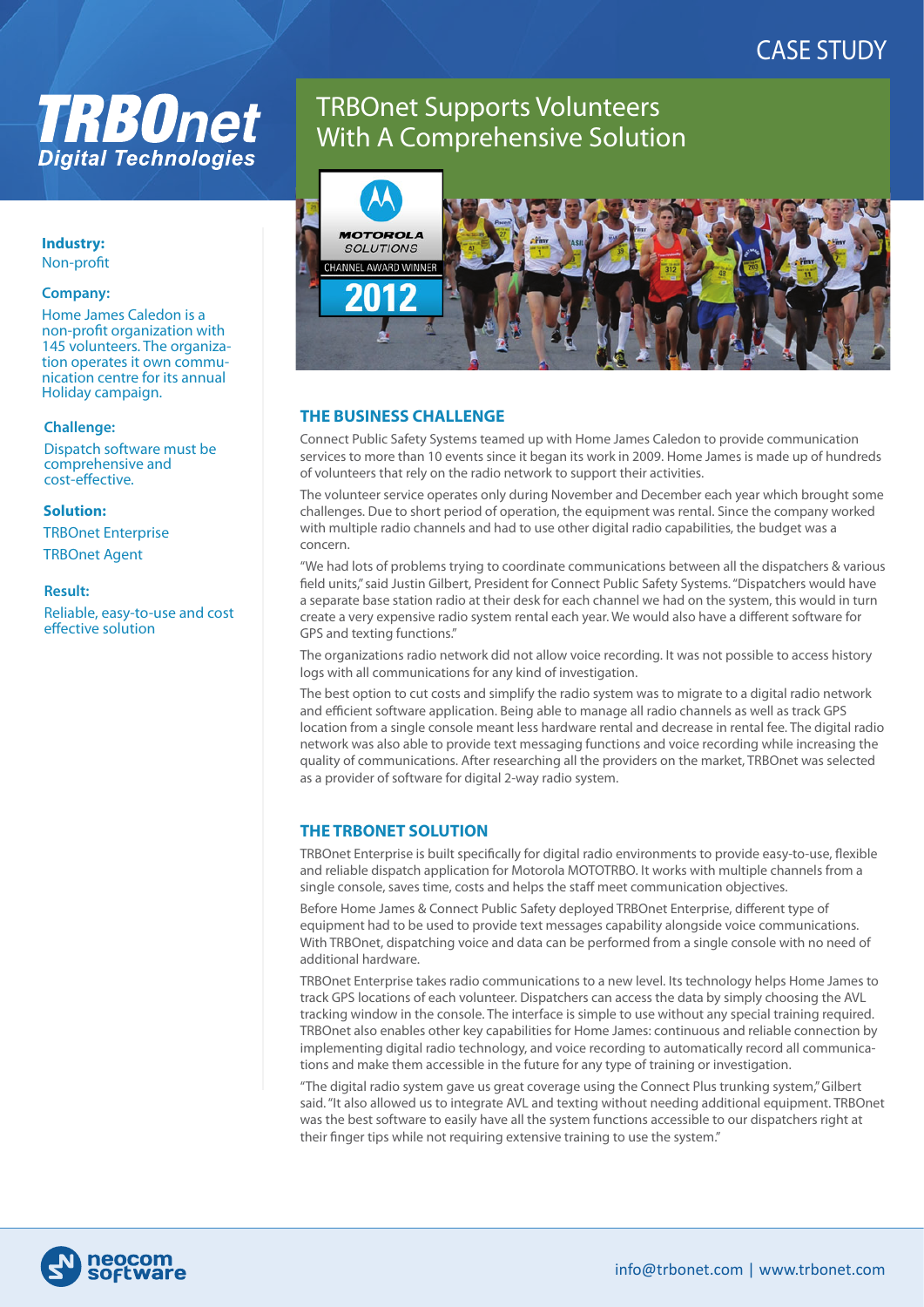CASE STUDY

# TRBOnet Digital Technologies

## TRBOnet Supports Volunteers With A Comprehensive Solution

**Industry:**
Non-profit

**Company:**
Home James Caledon is a non-profit organization with 145 volunteers. The organization operates it own communication centre for its annual Holiday campaign.

**Challenge:**
Dispatch software must be comprehensive and cost-effective.

**Solution:**
TRBOnet Enterprise
TRBOnet Agent

**Result:**
Reliable, easy-to-use and cost effective solution

### THE BUSINESS CHALLENGE

Connect Public Safety Systems teamed up with Home James Caledon to provide communication services to more than 10 events since it began its work in 2009. Home James is made up of hundreds of volunteers that rely on the radio network to support their activities.

The volunteer service operates only during November and December each year which brought some challenges. Due to short period of operation, the equipment was rental. Since the company worked with multiple radio channels and had to use other digital radio capabilities, the budget was a concern.

"We had lots of problems trying to coordinate communications between all the dispatchers & various field units," said Justin Gilbert, President for Connect Public Safety Systems. "Dispatchers would have a separate base station radio at their desk for each channel we had on the system, this would in turn create a very expensive radio system rental each year. We would also have a different software for GPS and texting functions."

The organizations radio network did not allow voice recording. It was not possible to access history logs with all communications for any kind of investigation.

The best option to cut costs and simplify the radio system was to migrate to a digital radio network and efficient software application. Being able to manage all radio channels as well as track GPS location from a single console meant less hardware rental and decrease in rental fee. The digital radio network was also able to provide text messaging functions and voice recording while increasing the quality of communications. After researching all the providers on the market, TRBOnet was selected as a provider of software for digital 2-way radio system.

### THE TRBONET SOLUTION

TRBOnet Enterprise is built specifically for digital radio environments to provide easy-to-use, flexible and reliable dispatch application for Motorola MOTOTRBO. It works with multiple channels from a single console, saves time, costs and helps the staff meet communication objectives.

Before Home James & Connect Public Safety deployed TRBOnet Enterprise, different type of equipment had to be used to provide text messages capability alongside voice communications. With TRBOnet, dispatching voice and data can be performed from a single console with no need of additional hardware.

TRBOnet Enterprise takes radio communications to a new level. Its technology helps Home James to track GPS locations of each volunteer. Dispatchers can access the data by simply choosing the AVL tracking window in the console. The interface is simple to use without any special training required. TRBOnet also enables other key capabilities for Home James: continuous and reliable connection by implementing digital radio technology, and voice recording to automatically record all communications and make them accessible in the future for any type of training or investigation.

"The digital radio system gave us great coverage using the Connect Plus trunking system," Gilbert said. "It also allowed us to integrate AVL and texting without needing additional equipment. TRBOnet was the best software to easily have all the system functions accessible to our dispatchers right at their finger tips while not requiring extensive training to use the system."

neocom software

info@trbonet.com | www.trbonet.com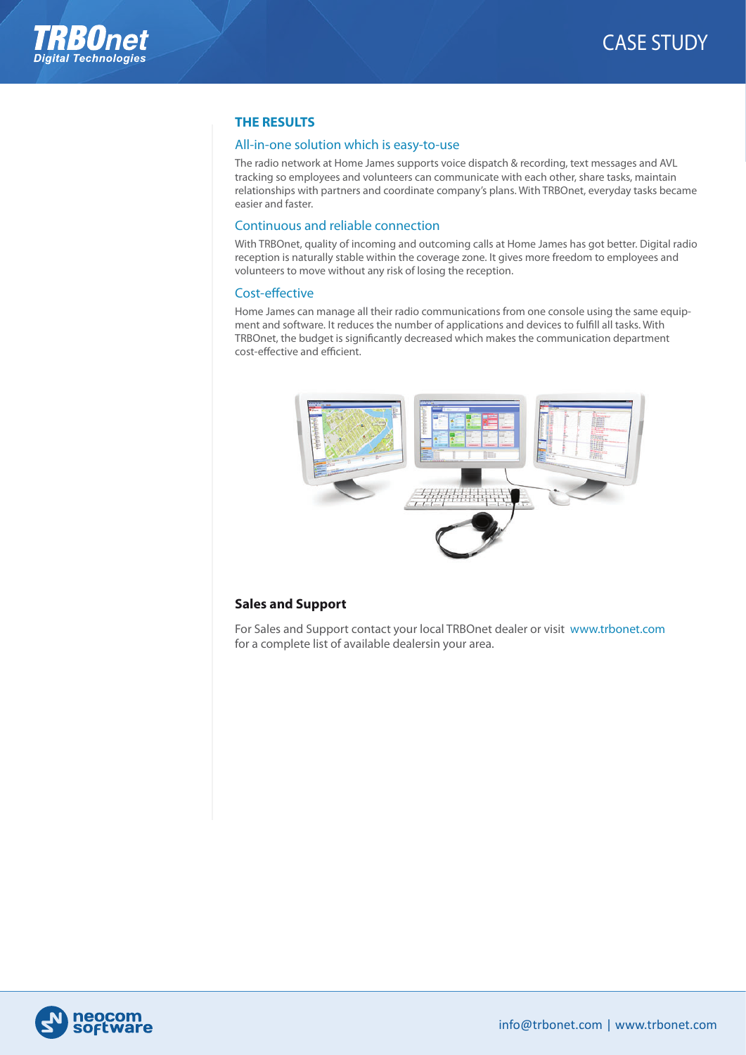## THE RESULTS

### All-in-one solution which is easy-to-use

The radio network at Home James supports voice dispatch & recording, text messages and AVL tracking so employees and volunteers can communicate with each other, share tasks, maintain relationships with partners and coordinate company's plans. With TRBOnet, everyday tasks became easier and faster.

### Continuous and reliable connection

With TRBOnet, quality of incoming and outcoming calls at Home James has got better. Digital radio reception is naturally stable within the coverage zone. It gives more freedom to employees and volunteers to move without any risk of losing the reception.

### Cost-effective

Home James can manage all their radio communications from one console using the same equipment and software. It reduces the number of applications and devices to fulfill all tasks. With TRBOnet, the budget is significantly decreased which makes the communication department cost-effective and efficient.

### Sales and Support

For Sales and Support contact your local TRBOnet dealer or visit www.trbonet.com for a complete list of available dealersin your area.

info@trbonet.com | www.trbonet.com